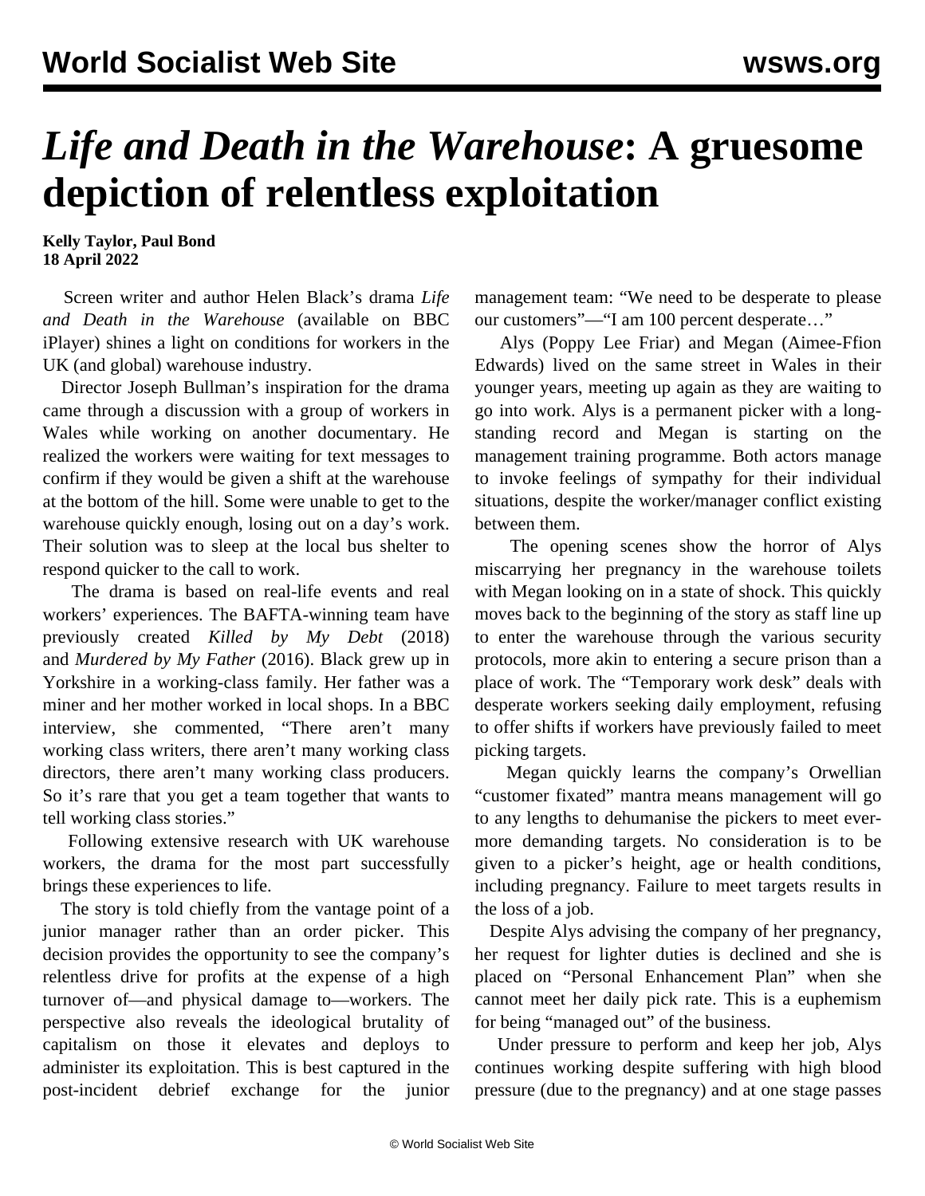# *Life and Death in the Warehouse*: A gruesome depiction of relentless exploitation

**Kelly Taylor, Paul Bond**
**18 April 2022**

Screen writer and author Helen Black's drama *Life and Death in the Warehouse* (available on BBC iPlayer) shines a light on conditions for workers in the UK (and global) warehouse industry.

Director Joseph Bullman's inspiration for the drama came through a discussion with a group of workers in Wales while working on another documentary. He realized the workers were waiting for text messages to confirm if they would be given a shift at the warehouse at the bottom of the hill. Some were unable to get to the warehouse quickly enough, losing out on a day's work. Their solution was to sleep at the local bus shelter to respond quicker to the call to work.

The drama is based on real-life events and real workers' experiences. The BAFTA-winning team have previously created *Killed by My Debt* (2018) and *Murdered by My Father* (2016). Black grew up in Yorkshire in a working-class family. Her father was a miner and her mother worked in local shops. In a BBC interview, she commented, "There aren't many working class writers, there aren't many working class directors, there aren't many working class producers. So it's rare that you get a team together that wants to tell working class stories."

Following extensive research with UK warehouse workers, the drama for the most part successfully brings these experiences to life.

The story is told chiefly from the vantage point of a junior manager rather than an order picker. This decision provides the opportunity to see the company's relentless drive for profits at the expense of a high turnover of—and physical damage to—workers. The perspective also reveals the ideological brutality of capitalism on those it elevates and deploys to administer its exploitation. This is best captured in the post-incident debrief exchange for the junior management team: "We need to be desperate to please our customers"—"I am 100 percent desperate…"

Alys (Poppy Lee Friar) and Megan (Aimee-Ffion Edwards) lived on the same street in Wales in their younger years, meeting up again as they are waiting to go into work. Alys is a permanent picker with a long-standing record and Megan is starting on the management training programme. Both actors manage to invoke feelings of sympathy for their individual situations, despite the worker/manager conflict existing between them.

The opening scenes show the horror of Alys miscarrying her pregnancy in the warehouse toilets with Megan looking on in a state of shock. This quickly moves back to the beginning of the story as staff line up to enter the warehouse through the various security protocols, more akin to entering a secure prison than a place of work. The "Temporary work desk" deals with desperate workers seeking daily employment, refusing to offer shifts if workers have previously failed to meet picking targets.

Megan quickly learns the company's Orwellian "customer fixated" mantra means management will go to any lengths to dehumanise the pickers to meet ever-more demanding targets. No consideration is to be given to a picker's height, age or health conditions, including pregnancy. Failure to meet targets results in the loss of a job.

Despite Alys advising the company of her pregnancy, her request for lighter duties is declined and she is placed on "Personal Enhancement Plan" when she cannot meet her daily pick rate. This is a euphemism for being "managed out" of the business.

Under pressure to perform and keep her job, Alys continues working despite suffering with high blood pressure (due to the pregnancy) and at one stage passes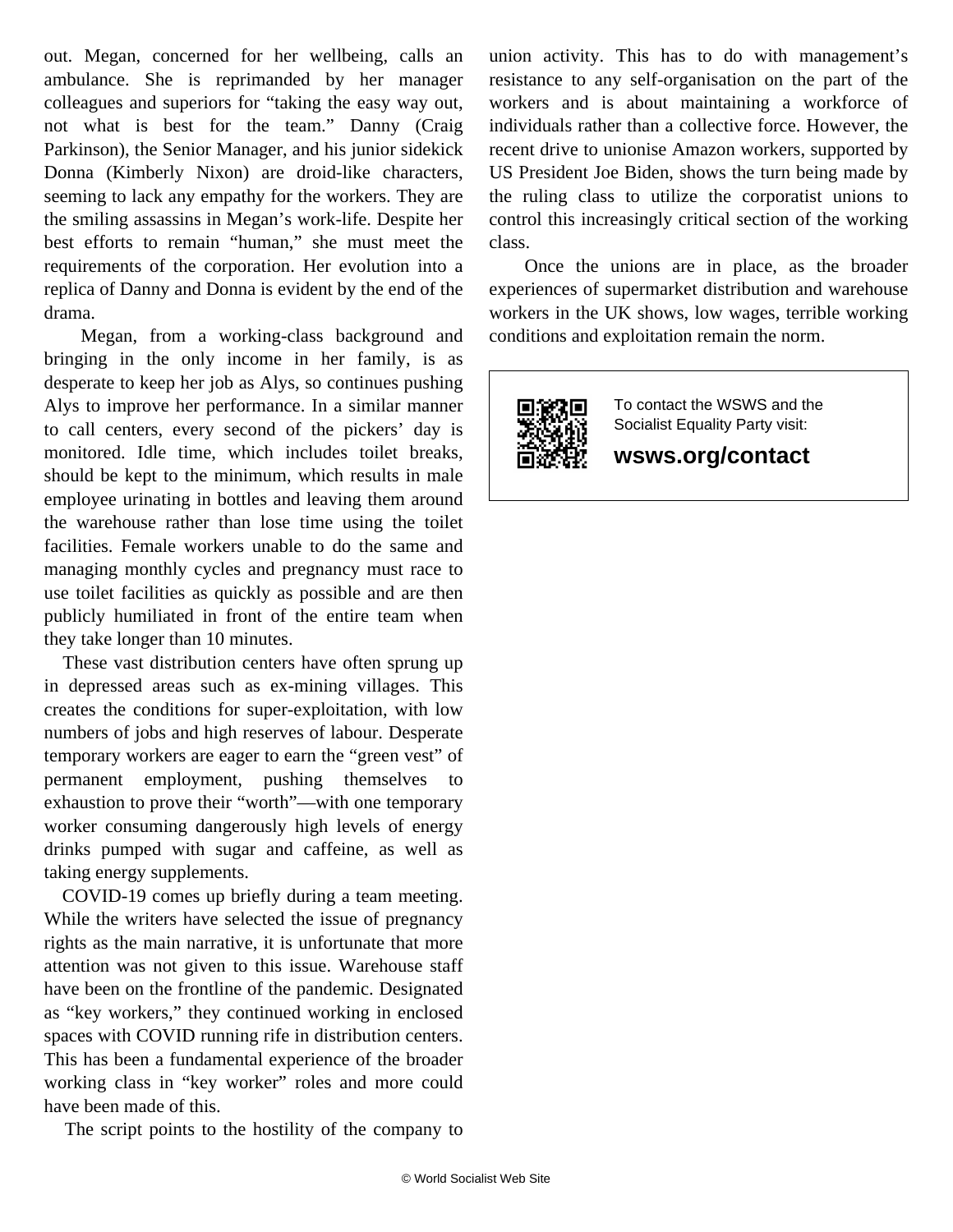out. Megan, concerned for her wellbeing, calls an ambulance. She is reprimanded by her manager colleagues and superiors for "taking the easy way out, not what is best for the team." Danny (Craig Parkinson), the Senior Manager, and his junior sidekick Donna (Kimberly Nixon) are droid-like characters, seeming to lack any empathy for the workers. They are the smiling assassins in Megan's work-life. Despite her best efforts to remain "human," she must meet the requirements of the corporation. Her evolution into a replica of Danny and Donna is evident by the end of the drama.

Megan, from a working-class background and bringing in the only income in her family, is as desperate to keep her job as Alys, so continues pushing Alys to improve her performance. In a similar manner to call centers, every second of the pickers' day is monitored. Idle time, which includes toilet breaks, should be kept to the minimum, which results in male employee urinating in bottles and leaving them around the warehouse rather than lose time using the toilet facilities. Female workers unable to do the same and managing monthly cycles and pregnancy must race to use toilet facilities as quickly as possible and are then publicly humiliated in front of the entire team when they take longer than 10 minutes.

These vast distribution centers have often sprung up in depressed areas such as ex-mining villages. This creates the conditions for super-exploitation, with low numbers of jobs and high reserves of labour. Desperate temporary workers are eager to earn the "green vest" of permanent employment, pushing themselves to exhaustion to prove their "worth"—with one temporary worker consuming dangerously high levels of energy drinks pumped with sugar and caffeine, as well as taking energy supplements.

COVID-19 comes up briefly during a team meeting. While the writers have selected the issue of pregnancy rights as the main narrative, it is unfortunate that more attention was not given to this issue. Warehouse staff have been on the frontline of the pandemic. Designated as "key workers," they continued working in enclosed spaces with COVID running rife in distribution centers. This has been a fundamental experience of the broader working class in "key worker" roles and more could have been made of this.

The script points to the hostility of the company to union activity. This has to do with management's resistance to any self-organisation on the part of the workers and is about maintaining a workforce of individuals rather than a collective force. However, the recent drive to unionise Amazon workers, supported by US President Joe Biden, shows the turn being made by the ruling class to utilize the corporatist unions to control this increasingly critical section of the working class.

Once the unions are in place, as the broader experiences of supermarket distribution and warehouse workers in the UK shows, low wages, terrible working conditions and exploitation remain the norm.

To contact the WSWS and the Socialist Equality Party visit:

**wsws.org/contact**